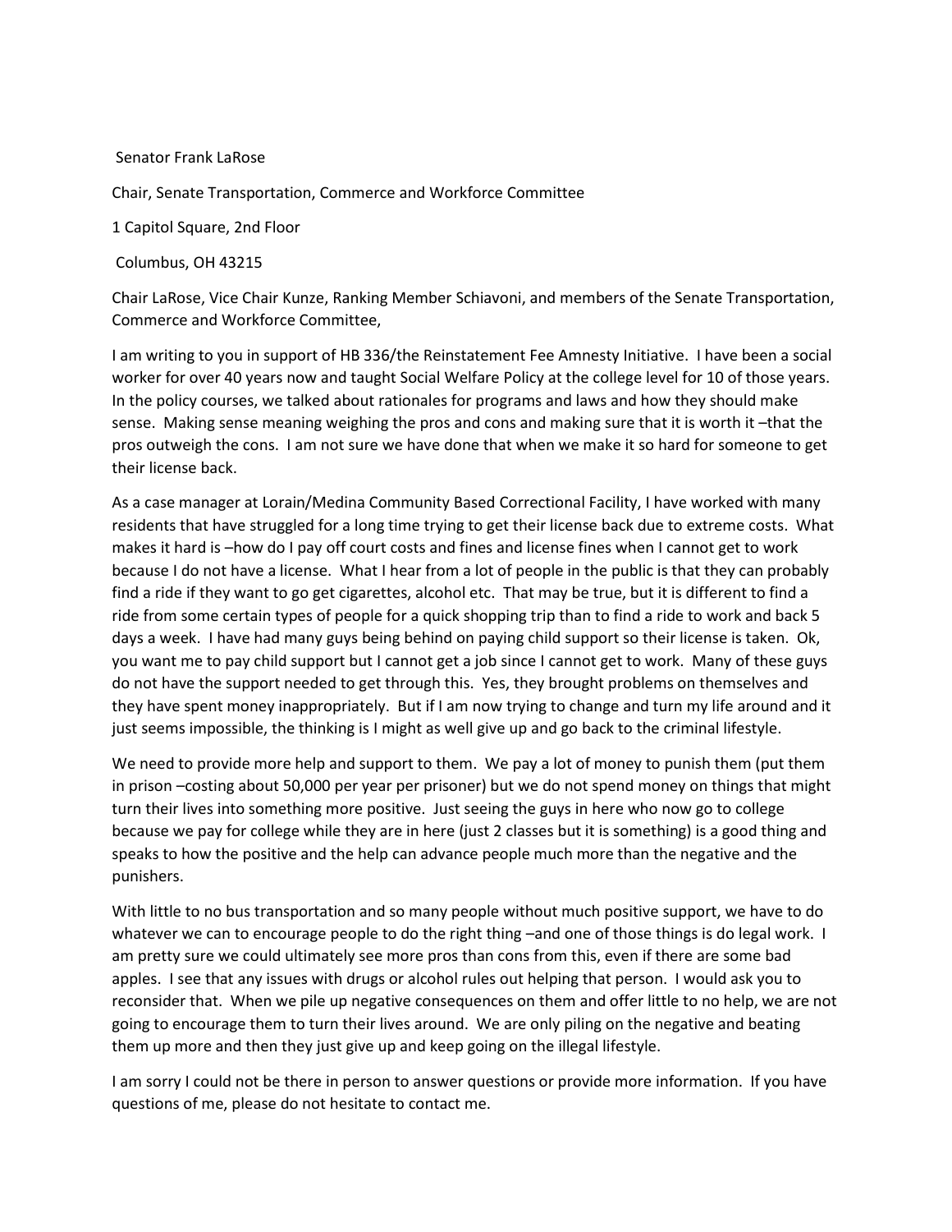Senator Frank LaRose

Chair, Senate Transportation, Commerce and Workforce Committee

1 Capitol Square, 2nd Floor

Columbus, OH 43215

Chair LaRose, Vice Chair Kunze, Ranking Member Schiavoni, and members of the Senate Transportation, Commerce and Workforce Committee,

I am writing to you in support of HB 336/the Reinstatement Fee Amnesty Initiative. I have been a social worker for over 40 years now and taught Social Welfare Policy at the college level for 10 of those years. In the policy courses, we talked about rationales for programs and laws and how they should make sense. Making sense meaning weighing the pros and cons and making sure that it is worth it –that the pros outweigh the cons. I am not sure we have done that when we make it so hard for someone to get their license back.

As a case manager at Lorain/Medina Community Based Correctional Facility, I have worked with many residents that have struggled for a long time trying to get their license back due to extreme costs. What makes it hard is –how do I pay off court costs and fines and license fines when I cannot get to work because I do not have a license. What I hear from a lot of people in the public is that they can probably find a ride if they want to go get cigarettes, alcohol etc. That may be true, but it is different to find a ride from some certain types of people for a quick shopping trip than to find a ride to work and back 5 days a week. I have had many guys being behind on paying child support so their license is taken. Ok, you want me to pay child support but I cannot get a job since I cannot get to work. Many of these guys do not have the support needed to get through this. Yes, they brought problems on themselves and they have spent money inappropriately. But if I am now trying to change and turn my life around and it just seems impossible, the thinking is I might as well give up and go back to the criminal lifestyle.

We need to provide more help and support to them. We pay a lot of money to punish them (put them in prison –costing about 50,000 per year per prisoner) but we do not spend money on things that might turn their lives into something more positive. Just seeing the guys in here who now go to college because we pay for college while they are in here (just 2 classes but it is something) is a good thing and speaks to how the positive and the help can advance people much more than the negative and the punishers.

With little to no bus transportation and so many people without much positive support, we have to do whatever we can to encourage people to do the right thing –and one of those things is do legal work. I am pretty sure we could ultimately see more pros than cons from this, even if there are some bad apples. I see that any issues with drugs or alcohol rules out helping that person. I would ask you to reconsider that. When we pile up negative consequences on them and offer little to no help, we are not going to encourage them to turn their lives around. We are only piling on the negative and beating them up more and then they just give up and keep going on the illegal lifestyle.

I am sorry I could not be there in person to answer questions or provide more information. If you have questions of me, please do not hesitate to contact me.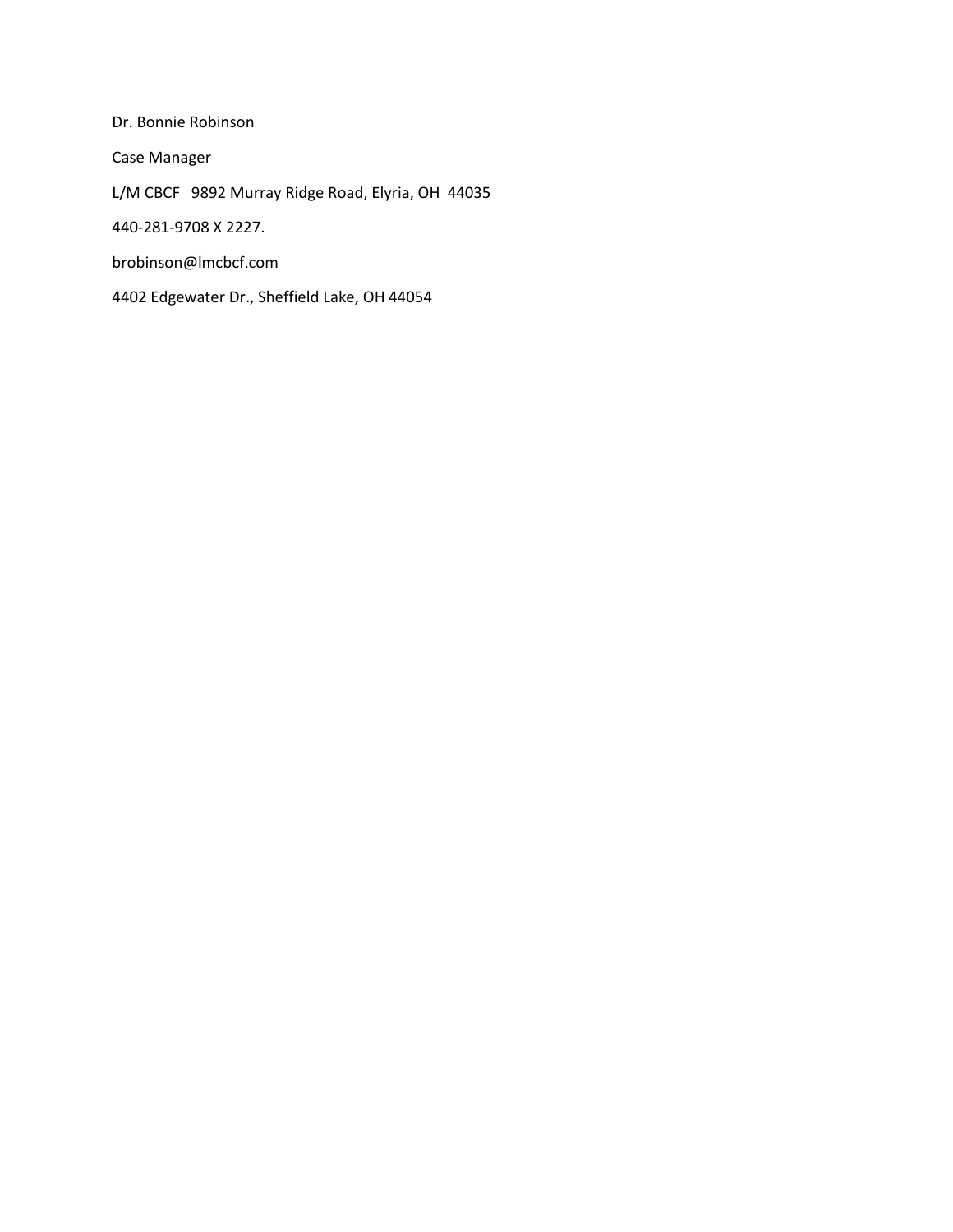Dr. Bonnie Robinson

Case Manager

L/M CBCF   9892 Murray Ridge Road, Elyria, OH  44035

440-281-9708 X 2227.

brobinson@lmcbcf.com

4402 Edgewater Dr., Sheffield Lake, OH 44054